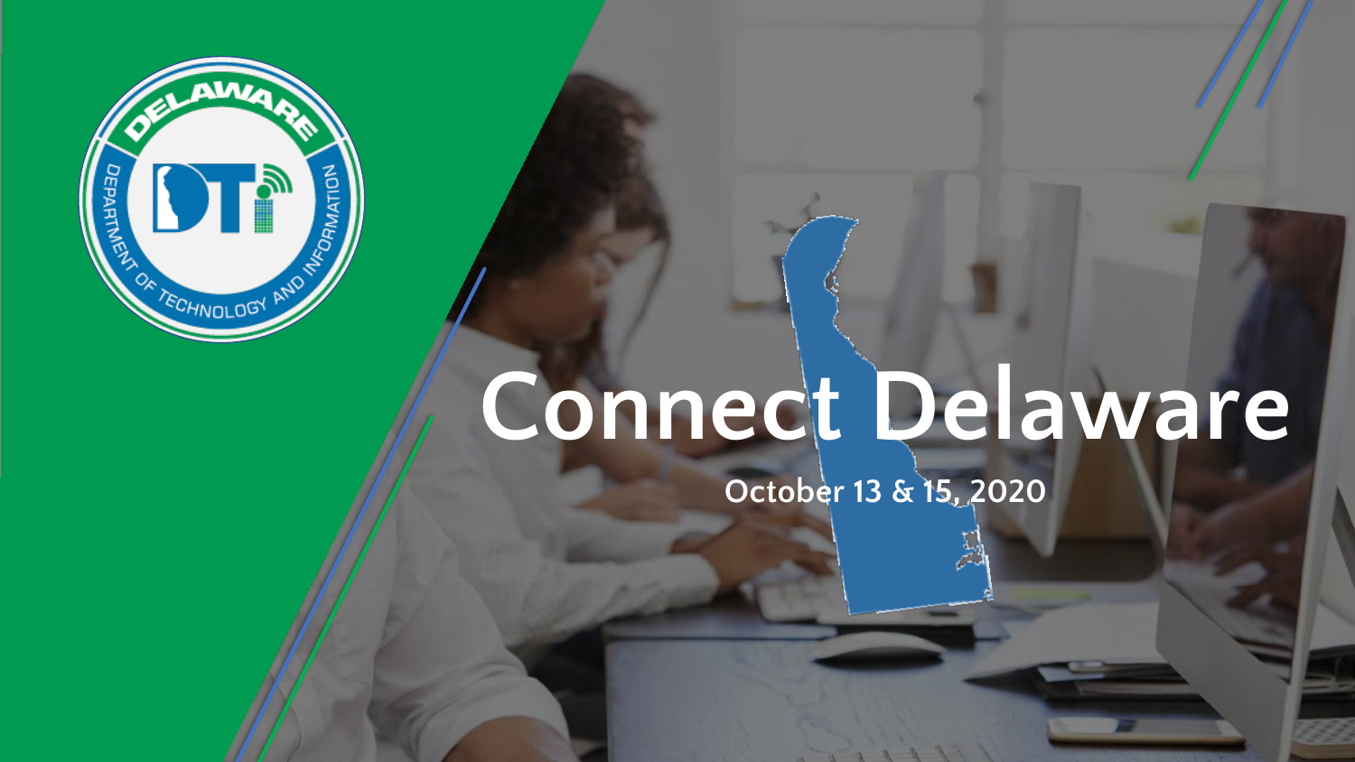# Connect Delaware

October 13 & 15, 2020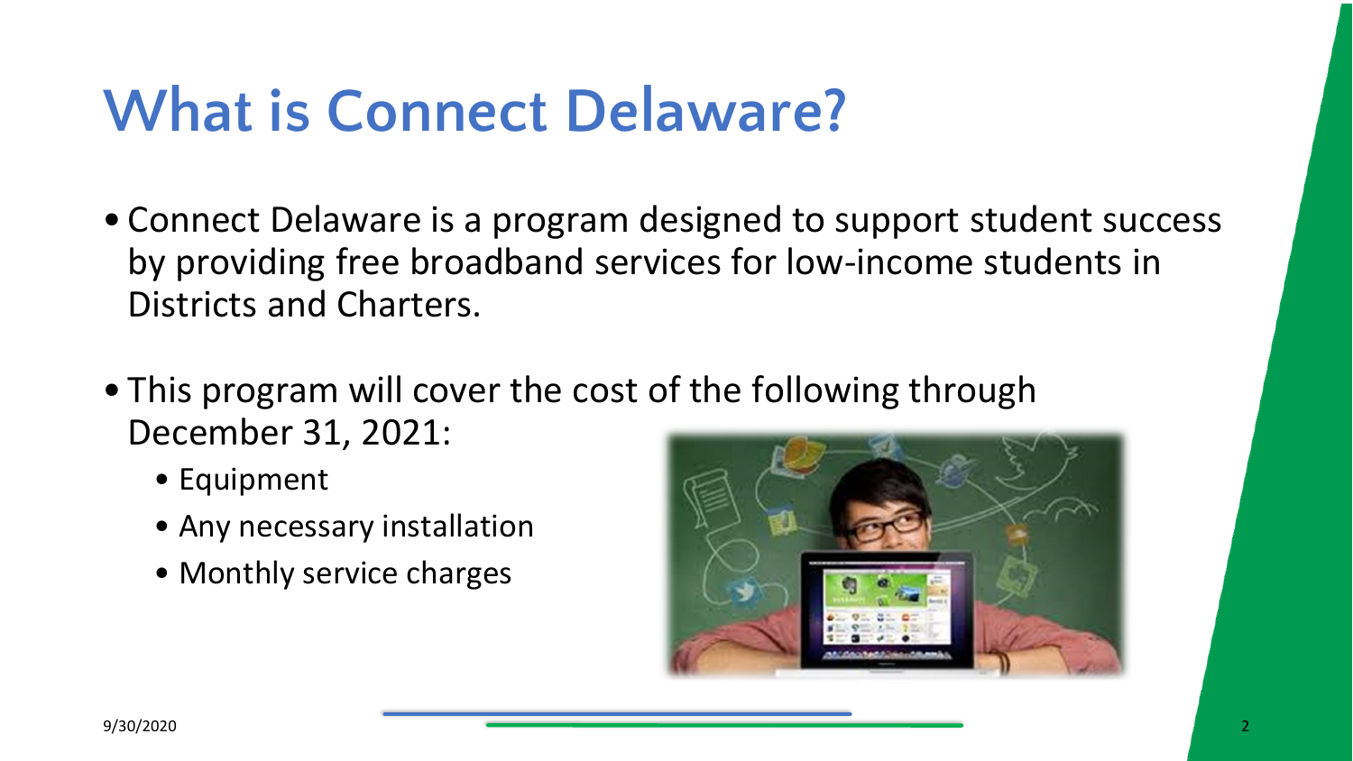# What is Connect Delaware?

- Connect Delaware is a program designed to support student success by providing free broadband services for low-income students in Districts and Charters.

- This program will cover the cost of the following through December 31, 2021:
  - Equipment
  - Any necessary installation
  - Monthly service charges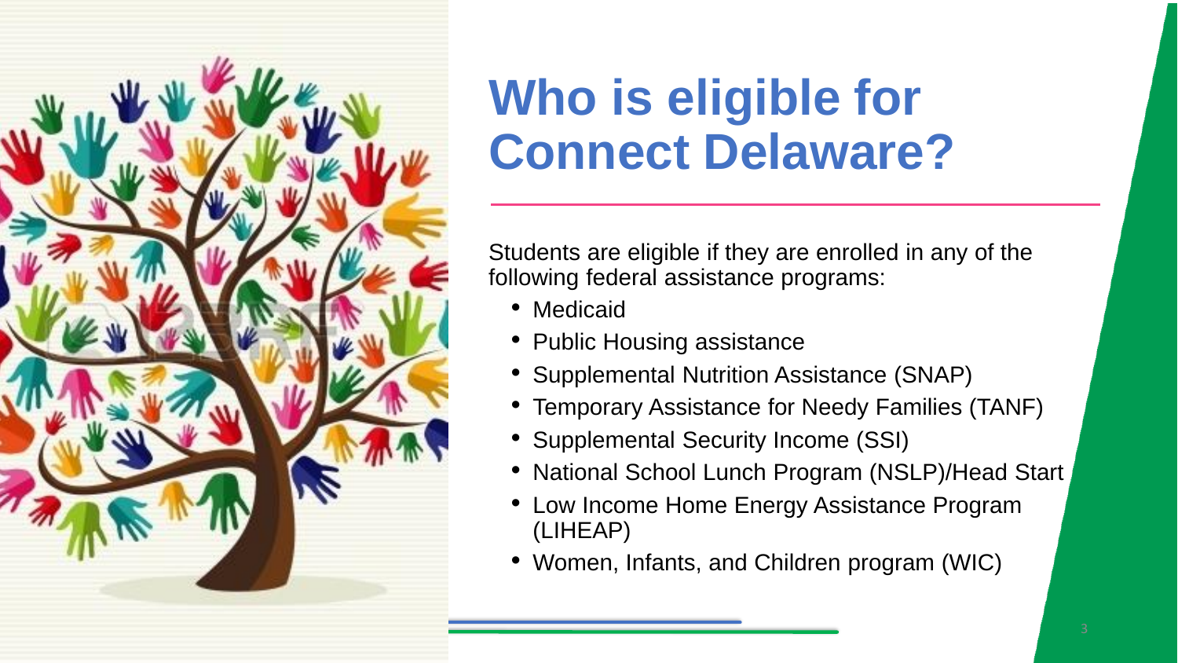# Who is eligible for Connect Delaware?

Students are eligible if they are enrolled in any of the following federal assistance programs:

- Medicaid
- Public Housing assistance
- Supplemental Nutrition Assistance (SNAP)
- Temporary Assistance for Needy Families (TANF)
- Supplemental Security Income (SSI)
- National School Lunch Program (NSLP)/Head Start
- Low Income Home Energy Assistance Program (LIHEAP)
- Women, Infants, and Children program (WIC)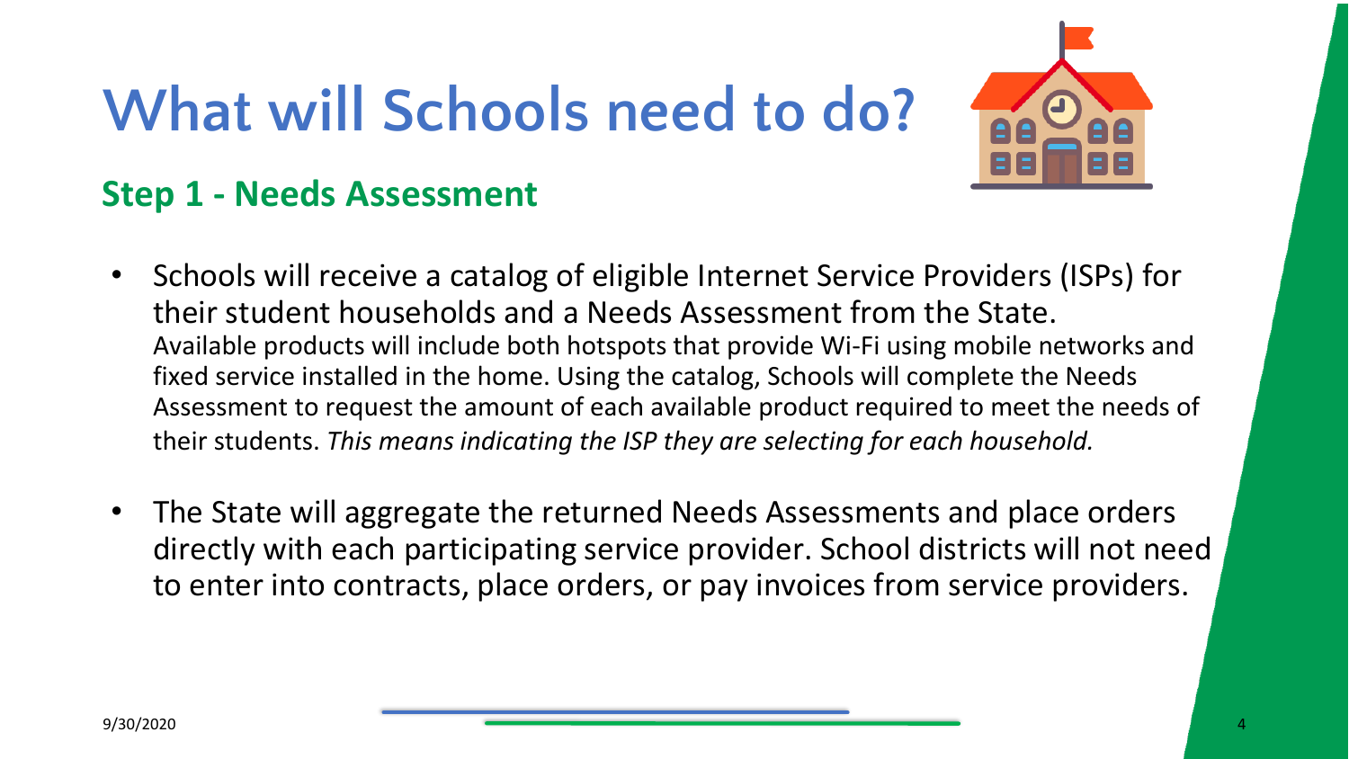# What will Schools need to do?

## Step 1 - Needs Assessment

- Schools will receive a catalog of eligible Internet Service Providers (ISPs) for their student households and a Needs Assessment from the State. Available products will include both hotspots that provide Wi-Fi using mobile networks and fixed service installed in the home. Using the catalog, Schools will complete the Needs Assessment to request the amount of each available product required to meet the needs of their students. *This means indicating the ISP they are selecting for each household.*

- The State will aggregate the returned Needs Assessments and place orders directly with each participating service provider. School districts will not need to enter into contracts, place orders, or pay invoices from service providers.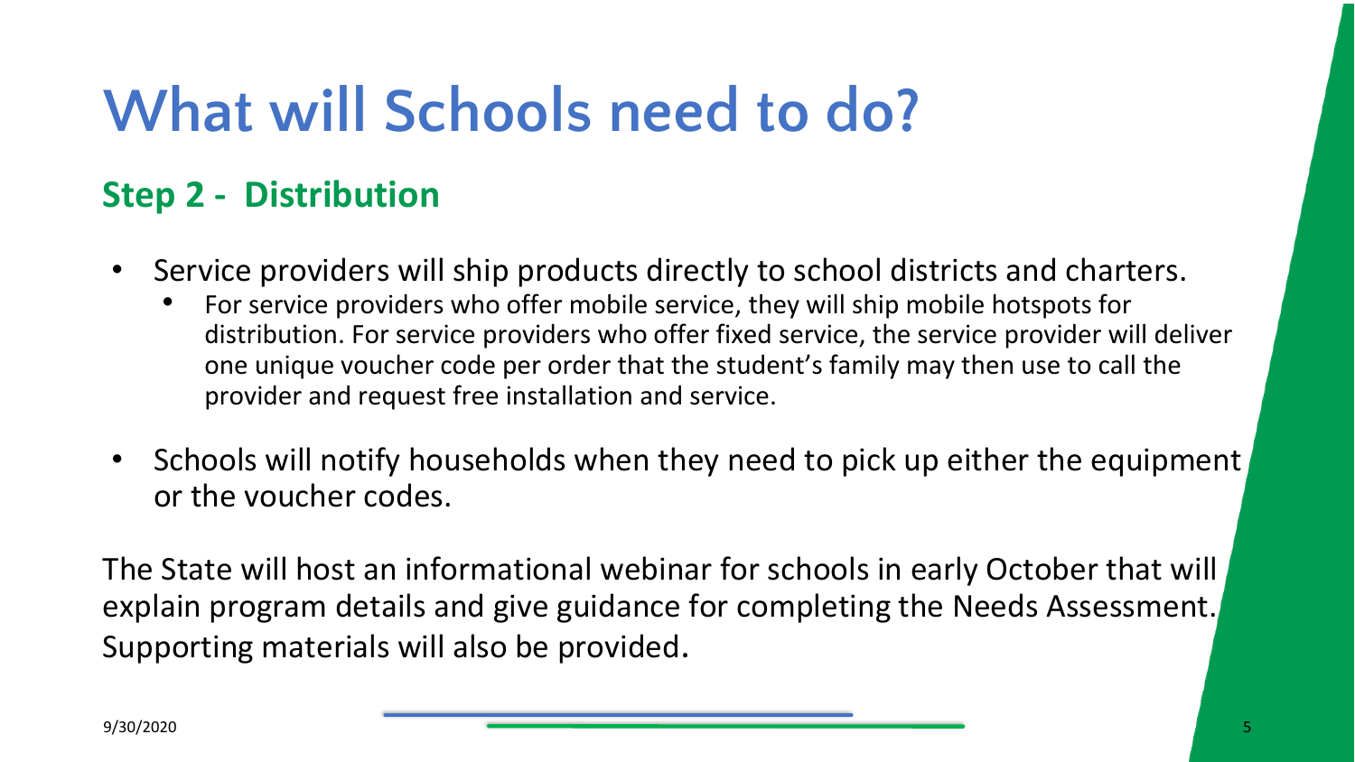# What will Schools need to do?

## Step 2 - Distribution

- Service providers will ship products directly to school districts and charters.
  - For service providers who offer mobile service, they will ship mobile hotspots for distribution. For service providers who offer fixed service, the service provider will deliver one unique voucher code per order that the student's family may then use to call the provider and request free installation and service.
- Schools will notify households when they need to pick up either the equipment or the voucher codes.

The State will host an informational webinar for schools in early October that will explain program details and give guidance for completing the Needs Assessment. Supporting materials will also be provided.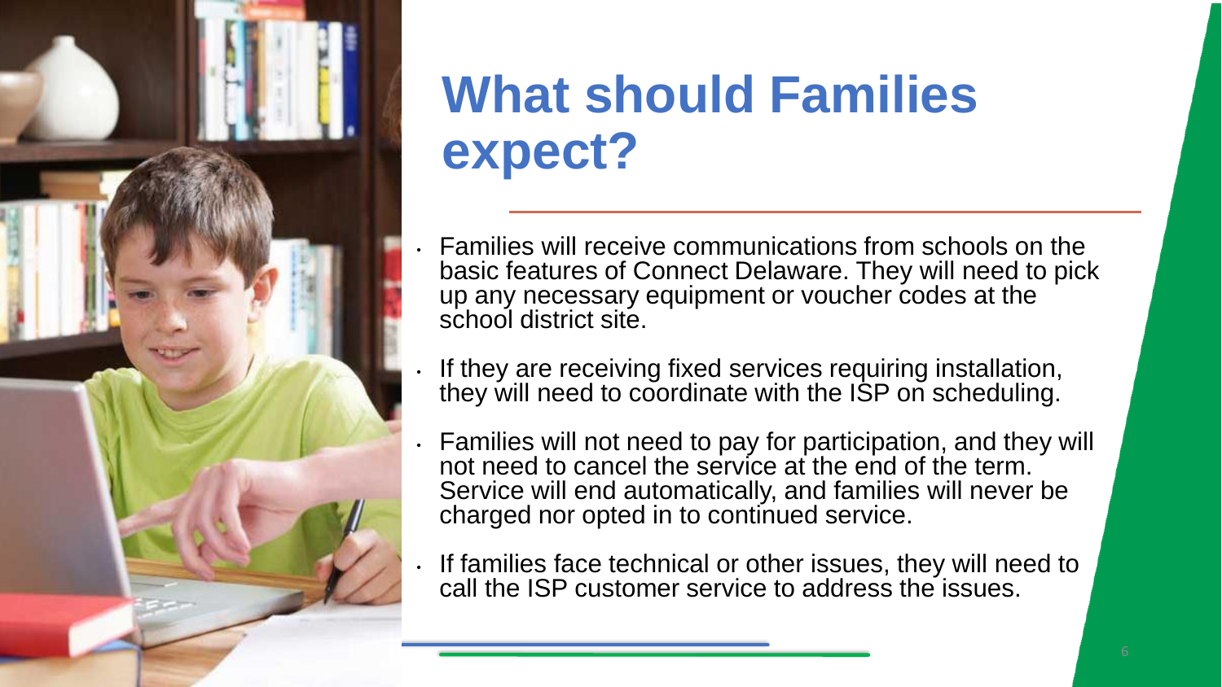# What should Families expect?

- Families will receive communications from schools on the basic features of Connect Delaware. They will need to pick up any necessary equipment or voucher codes at the school district site.
- If they are receiving fixed services requiring installation, they will need to coordinate with the ISP on scheduling.
- Families will not need to pay for participation, and they will not need to cancel the service at the end of the term. Service will end automatically, and families will never be charged nor opted in to continued service.
- If families face technical or other issues, they will need to call the ISP customer service to address the issues.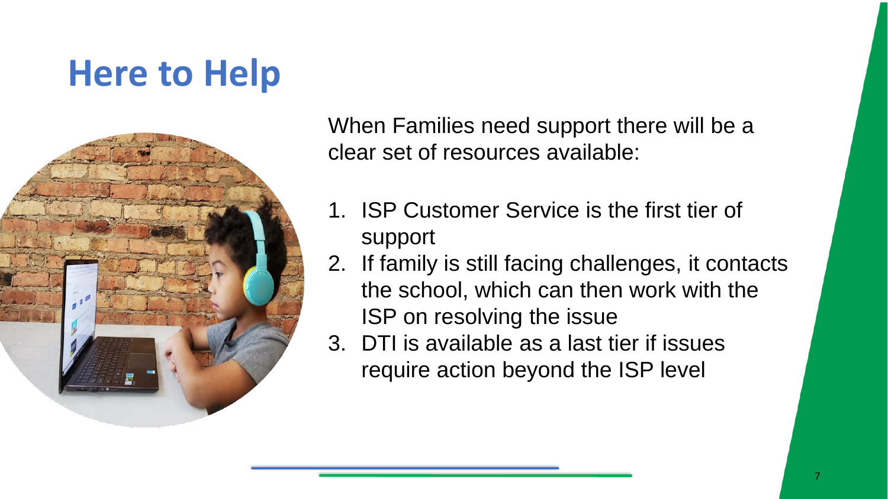# Here to Help

When Families need support there will be a clear set of resources available:

1. ISP Customer Service is the first tier of support
2. If family is still facing challenges, it contacts the school, which can then work with the ISP on resolving the issue
3. DTI is available as a last tier if issues require action beyond the ISP level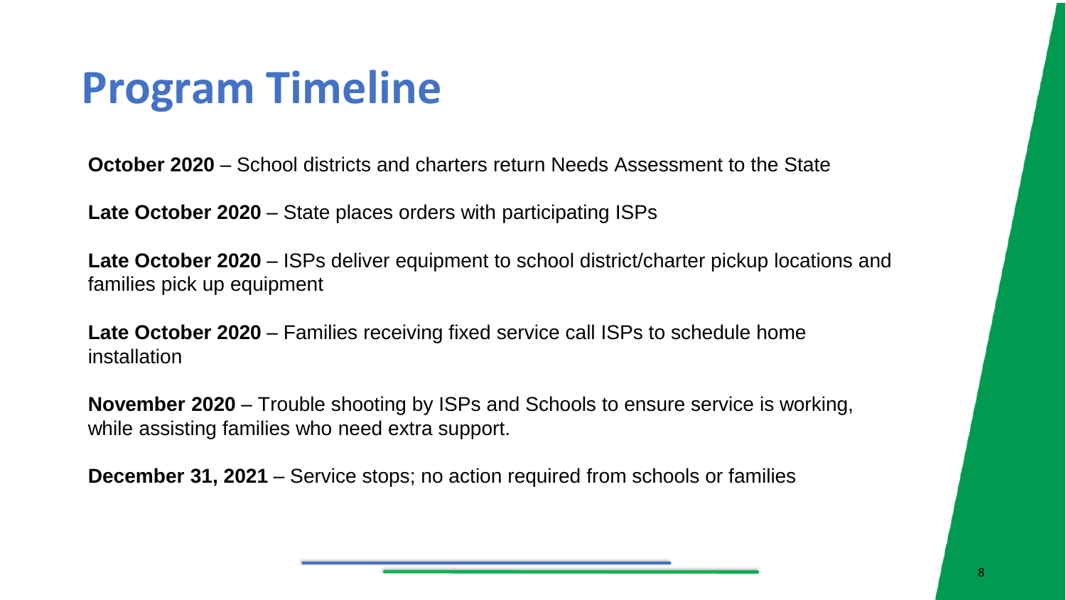# Program Timeline

**October 2020** – School districts and charters return Needs Assessment to the State

**Late October 2020** – State places orders with participating ISPs

**Late October 2020** – ISPs deliver equipment to school district/charter pickup locations and families pick up equipment

**Late October 2020** – Families receiving fixed service call ISPs to schedule home installation

**November 2020** – Trouble shooting by ISPs and Schools to ensure service is working, while assisting families who need extra support.

**December 31, 2021** – Service stops; no action required from schools or families